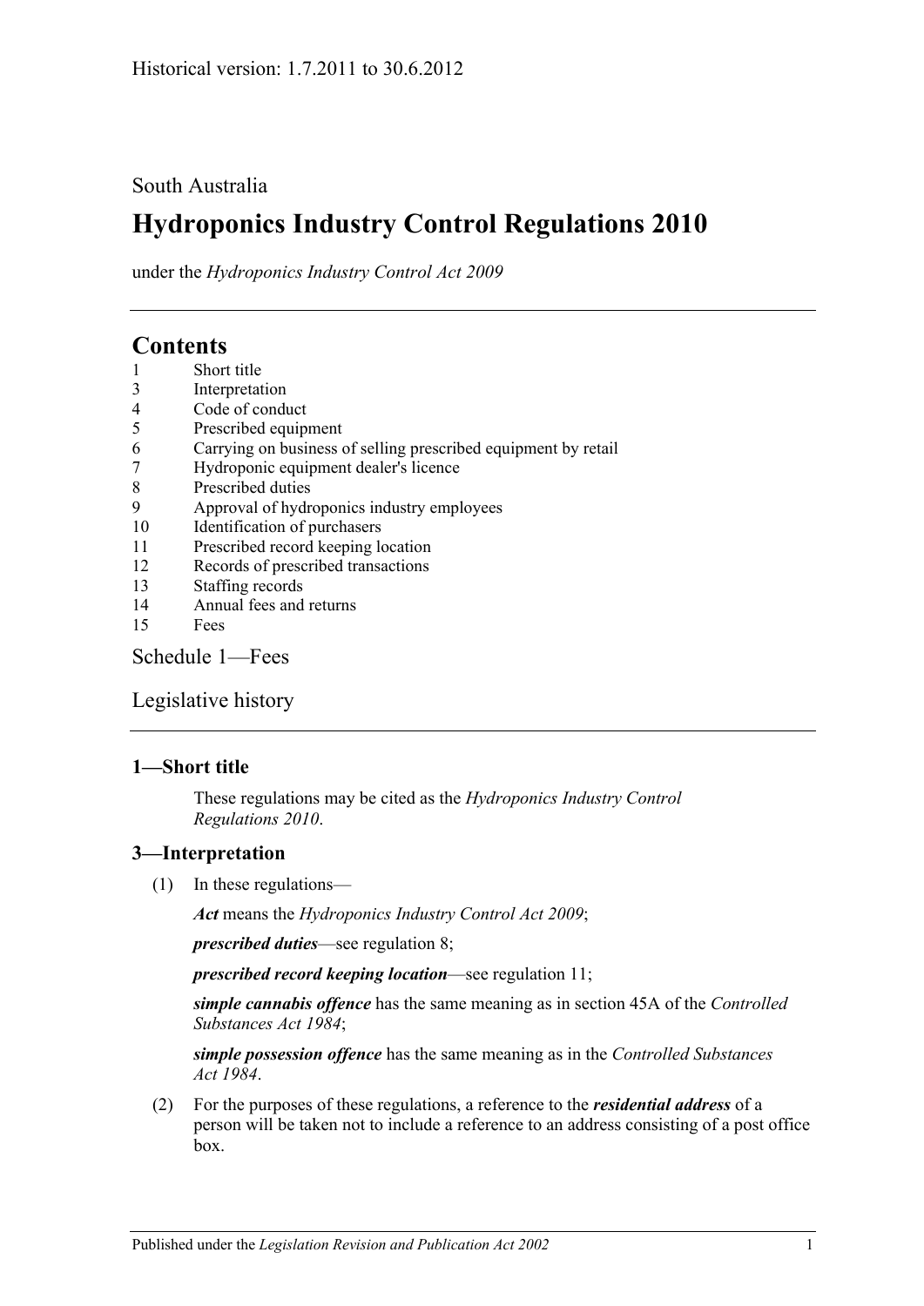Historical version: 1.7.2011 to 30.6.2012

South Australia

# Hydroponics Industry Control Regulations 2010

under the *Hydroponics Industry Control Act 2009*

## Contents

1 Short title
3 Interpretation
4 Code of conduct
5 Prescribed equipment
6 Carrying on business of selling prescribed equipment by retail
7 Hydroponic equipment dealer's licence
8 Prescribed duties
9 Approval of hydroponics industry employees
10 Identification of purchasers
11 Prescribed record keeping location
12 Records of prescribed transactions
13 Staffing records
14 Annual fees and returns
15 Fees

Schedule 1—Fees

Legislative history

### 1—Short title

These regulations may be cited as the *Hydroponics Industry Control Regulations 2010*.

### 3—Interpretation

(1) In these regulations—

***Act*** means the *Hydroponics Industry Control Act 2009*;

***prescribed duties***—see regulation 8;

***prescribed record keeping location***—see regulation 11;

***simple cannabis offence*** has the same meaning as in section 45A of the *Controlled Substances Act 1984*;

***simple possession offence*** has the same meaning as in the *Controlled Substances Act 1984*.

(2) For the purposes of these regulations, a reference to the ***residential address*** of a person will be taken not to include a reference to an address consisting of a post office box.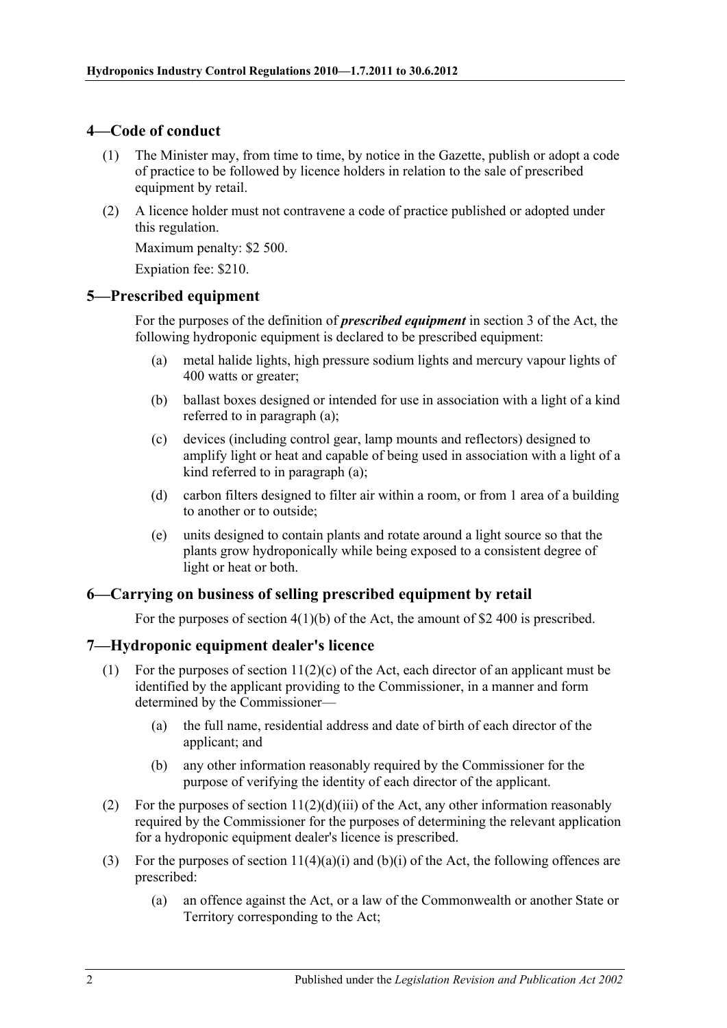## 4—Code of conduct

(1) The Minister may, from time to time, by notice in the Gazette, publish or adopt a code of practice to be followed by licence holders in relation to the sale of prescribed equipment by retail.

(2) A licence holder must not contravene a code of practice published or adopted under this regulation.

Maximum penalty: $2 500.

Expiation fee: $210.

## 5—Prescribed equipment

For the purposes of the definition of ***prescribed equipment*** in section 3 of the Act, the following hydroponic equipment is declared to be prescribed equipment:

(a) metal halide lights, high pressure sodium lights and mercury vapour lights of 400 watts or greater;

(b) ballast boxes designed or intended for use in association with a light of a kind referred to in paragraph (a);

(c) devices (including control gear, lamp mounts and reflectors) designed to amplify light or heat and capable of being used in association with a light of a kind referred to in paragraph (a);

(d) carbon filters designed to filter air within a room, or from 1 area of a building to another or to outside;

(e) units designed to contain plants and rotate around a light source so that the plants grow hydroponically while being exposed to a consistent degree of light or heat or both.

## 6—Carrying on business of selling prescribed equipment by retail

For the purposes of section 4(1)(b) of the Act, the amount of $2 400 is prescribed.

## 7—Hydroponic equipment dealer's licence

(1) For the purposes of section 11(2)(c) of the Act, each director of an applicant must be identified by the applicant providing to the Commissioner, in a manner and form determined by the Commissioner—

(a) the full name, residential address and date of birth of each director of the applicant; and

(b) any other information reasonably required by the Commissioner for the purpose of verifying the identity of each director of the applicant.

(2) For the purposes of section 11(2)(d)(iii) of the Act, any other information reasonably required by the Commissioner for the purposes of determining the relevant application for a hydroponic equipment dealer's licence is prescribed.

(3) For the purposes of section 11(4)(a)(i) and (b)(i) of the Act, the following offences are prescribed:

(a) an offence against the Act, or a law of the Commonwealth or another State or Territory corresponding to the Act;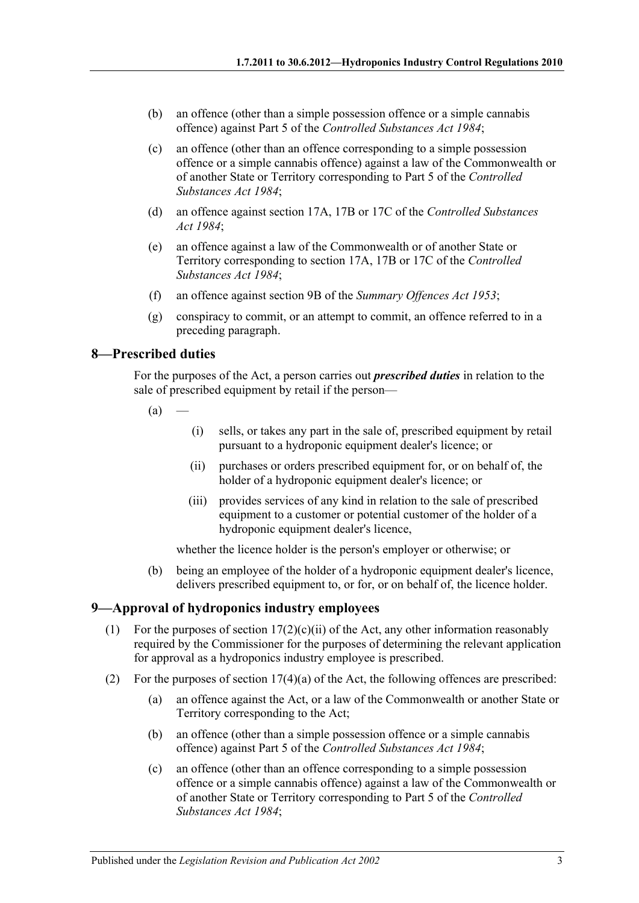(b) an offence (other than a simple possession offence or a simple cannabis offence) against Part 5 of the *Controlled Substances Act 1984*;

(c) an offence (other than an offence corresponding to a simple possession offence or a simple cannabis offence) against a law of the Commonwealth or of another State or Territory corresponding to Part 5 of the *Controlled Substances Act 1984*;

(d) an offence against section 17A, 17B or 17C of the *Controlled Substances Act 1984*;

(e) an offence against a law of the Commonwealth or of another State or Territory corresponding to section 17A, 17B or 17C of the *Controlled Substances Act 1984*;

(f) an offence against section 9B of the *Summary Offences Act 1953*;

(g) conspiracy to commit, or an attempt to commit, an offence referred to in a preceding paragraph.

## 8—Prescribed duties

For the purposes of the Act, a person carries out ***prescribed duties*** in relation to the sale of prescribed equipment by retail if the person—

(a) —

(i) sells, or takes any part in the sale of, prescribed equipment by retail pursuant to a hydroponic equipment dealer's licence; or

(ii) purchases or orders prescribed equipment for, or on behalf of, the holder of a hydroponic equipment dealer's licence; or

(iii) provides services of any kind in relation to the sale of prescribed equipment to a customer or potential customer of the holder of a hydroponic equipment dealer's licence,

whether the licence holder is the person's employer or otherwise; or

(b) being an employee of the holder of a hydroponic equipment dealer's licence, delivers prescribed equipment to, or for, or on behalf of, the licence holder.

## 9—Approval of hydroponics industry employees

(1) For the purposes of section 17(2)(c)(ii) of the Act, any other information reasonably required by the Commissioner for the purposes of determining the relevant application for approval as a hydroponics industry employee is prescribed.

(2) For the purposes of section 17(4)(a) of the Act, the following offences are prescribed:

(a) an offence against the Act, or a law of the Commonwealth or another State or Territory corresponding to the Act;

(b) an offence (other than a simple possession offence or a simple cannabis offence) against Part 5 of the *Controlled Substances Act 1984*;

(c) an offence (other than an offence corresponding to a simple possession offence or a simple cannabis offence) against a law of the Commonwealth or of another State or Territory corresponding to Part 5 of the *Controlled Substances Act 1984*;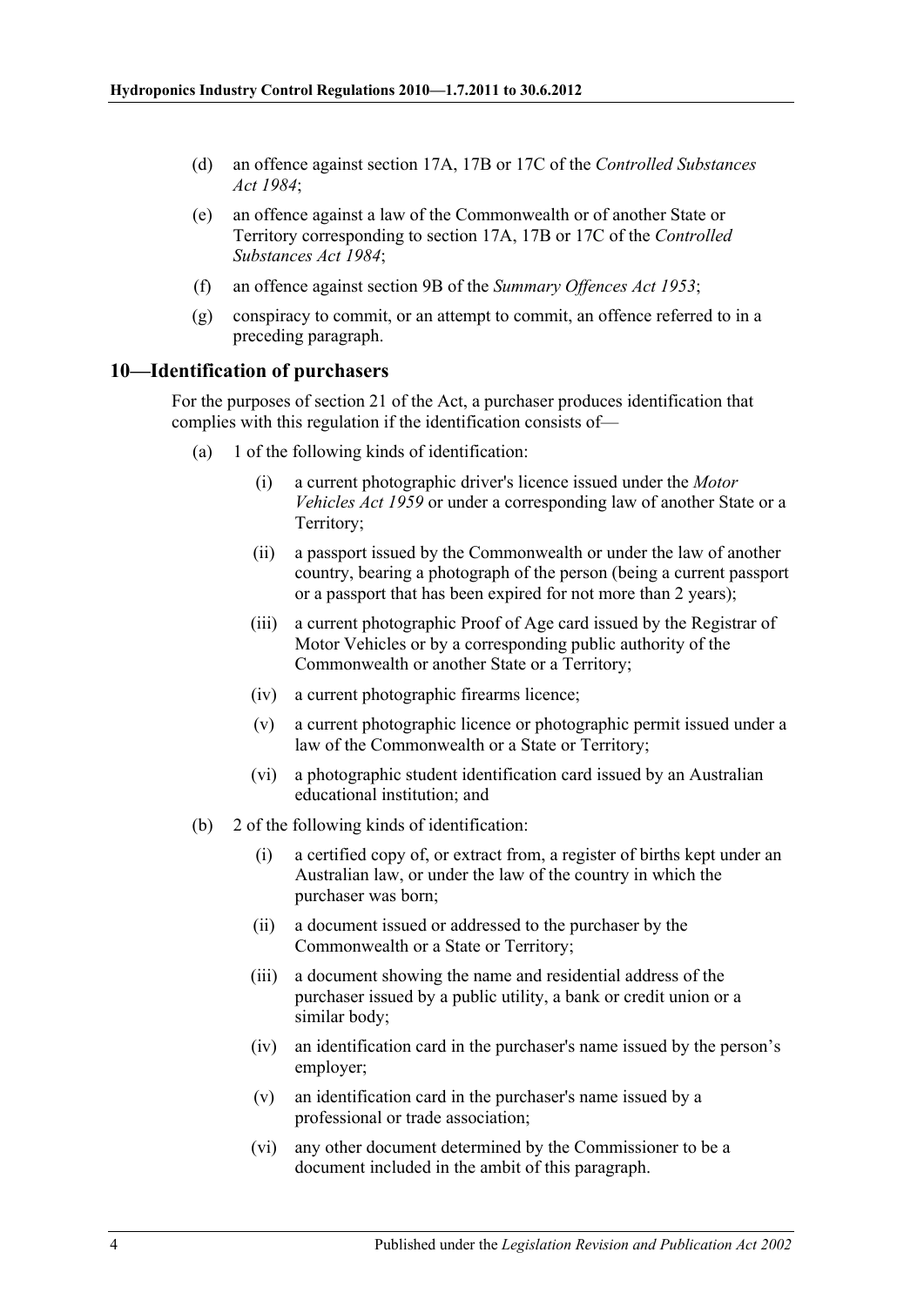(d) an offence against section 17A, 17B or 17C of the *Controlled Substances Act 1984*;

(e) an offence against a law of the Commonwealth or of another State or Territory corresponding to section 17A, 17B or 17C of the *Controlled Substances Act 1984*;

(f) an offence against section 9B of the *Summary Offences Act 1953*;

(g) conspiracy to commit, or an attempt to commit, an offence referred to in a preceding paragraph.

## 10—Identification of purchasers

For the purposes of section 21 of the Act, a purchaser produces identification that complies with this regulation if the identification consists of—

(a) 1 of the following kinds of identification:

(i) a current photographic driver's licence issued under the *Motor Vehicles Act 1959* or under a corresponding law of another State or a Territory;

(ii) a passport issued by the Commonwealth or under the law of another country, bearing a photograph of the person (being a current passport or a passport that has been expired for not more than 2 years);

(iii) a current photographic Proof of Age card issued by the Registrar of Motor Vehicles or by a corresponding public authority of the Commonwealth or another State or a Territory;

(iv) a current photographic firearms licence;

(v) a current photographic licence or photographic permit issued under a law of the Commonwealth or a State or Territory;

(vi) a photographic student identification card issued by an Australian educational institution; and

(b) 2 of the following kinds of identification:

(i) a certified copy of, or extract from, a register of births kept under an Australian law, or under the law of the country in which the purchaser was born;

(ii) a document issued or addressed to the purchaser by the Commonwealth or a State or Territory;

(iii) a document showing the name and residential address of the purchaser issued by a public utility, a bank or credit union or a similar body;

(iv) an identification card in the purchaser's name issued by the person's employer;

(v) an identification card in the purchaser's name issued by a professional or trade association;

(vi) any other document determined by the Commissioner to be a document included in the ambit of this paragraph.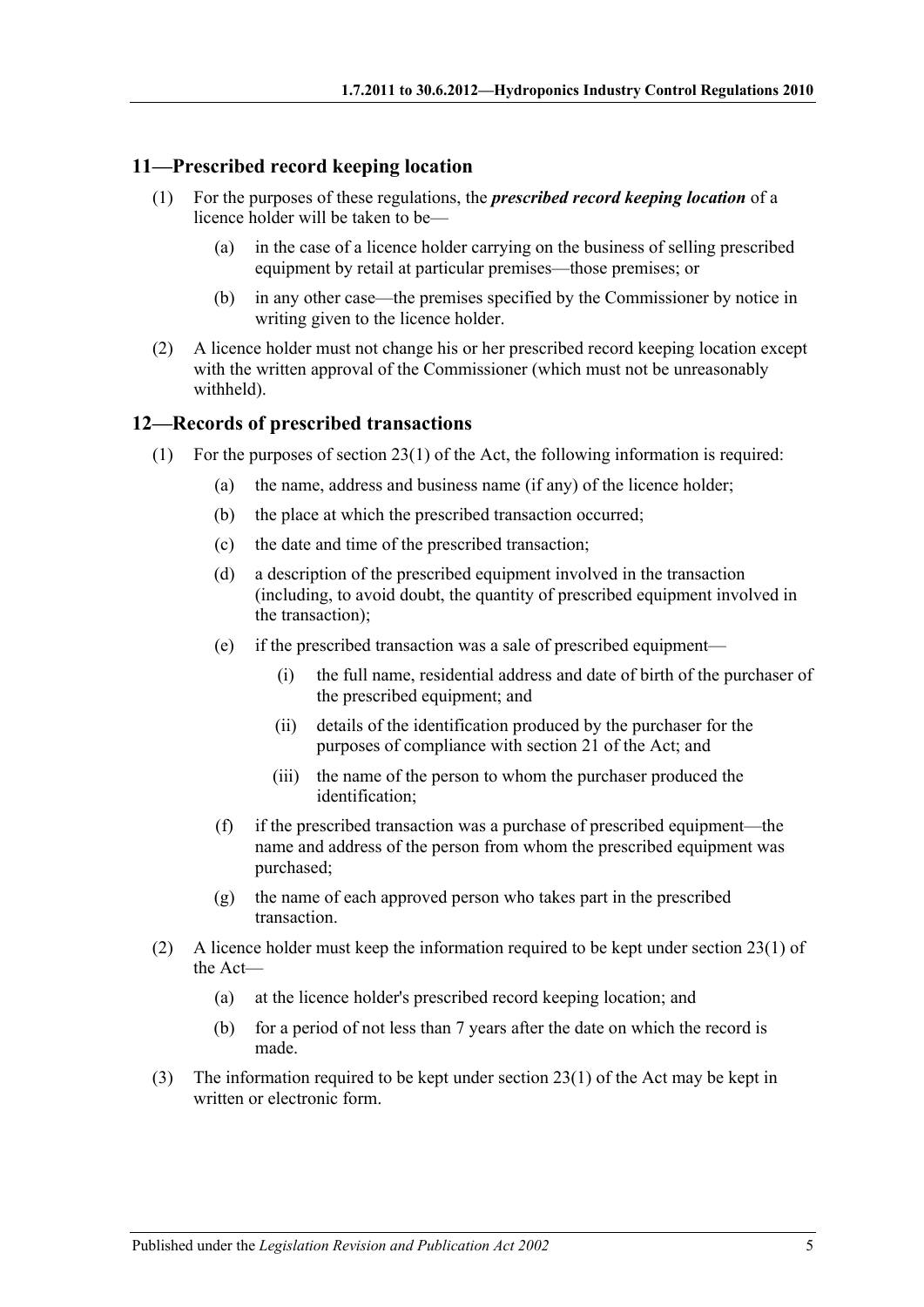## 11—Prescribed record keeping location

(1) For the purposes of these regulations, the ***prescribed record keeping location*** of a licence holder will be taken to be—

(a) in the case of a licence holder carrying on the business of selling prescribed equipment by retail at particular premises—those premises; or

(b) in any other case—the premises specified by the Commissioner by notice in writing given to the licence holder.

(2) A licence holder must not change his or her prescribed record keeping location except with the written approval of the Commissioner (which must not be unreasonably withheld).

## 12—Records of prescribed transactions

(1) For the purposes of section 23(1) of the Act, the following information is required:

(a) the name, address and business name (if any) of the licence holder;

(b) the place at which the prescribed transaction occurred;

(c) the date and time of the prescribed transaction;

(d) a description of the prescribed equipment involved in the transaction (including, to avoid doubt, the quantity of prescribed equipment involved in the transaction);

(e) if the prescribed transaction was a sale of prescribed equipment—

(i) the full name, residential address and date of birth of the purchaser of the prescribed equipment; and

(ii) details of the identification produced by the purchaser for the purposes of compliance with section 21 of the Act; and

(iii) the name of the person to whom the purchaser produced the identification;

(f) if the prescribed transaction was a purchase of prescribed equipment—the name and address of the person from whom the prescribed equipment was purchased;

(g) the name of each approved person who takes part in the prescribed transaction.

(2) A licence holder must keep the information required to be kept under section 23(1) of the Act—

(a) at the licence holder's prescribed record keeping location; and

(b) for a period of not less than 7 years after the date on which the record is made.

(3) The information required to be kept under section 23(1) of the Act may be kept in written or electronic form.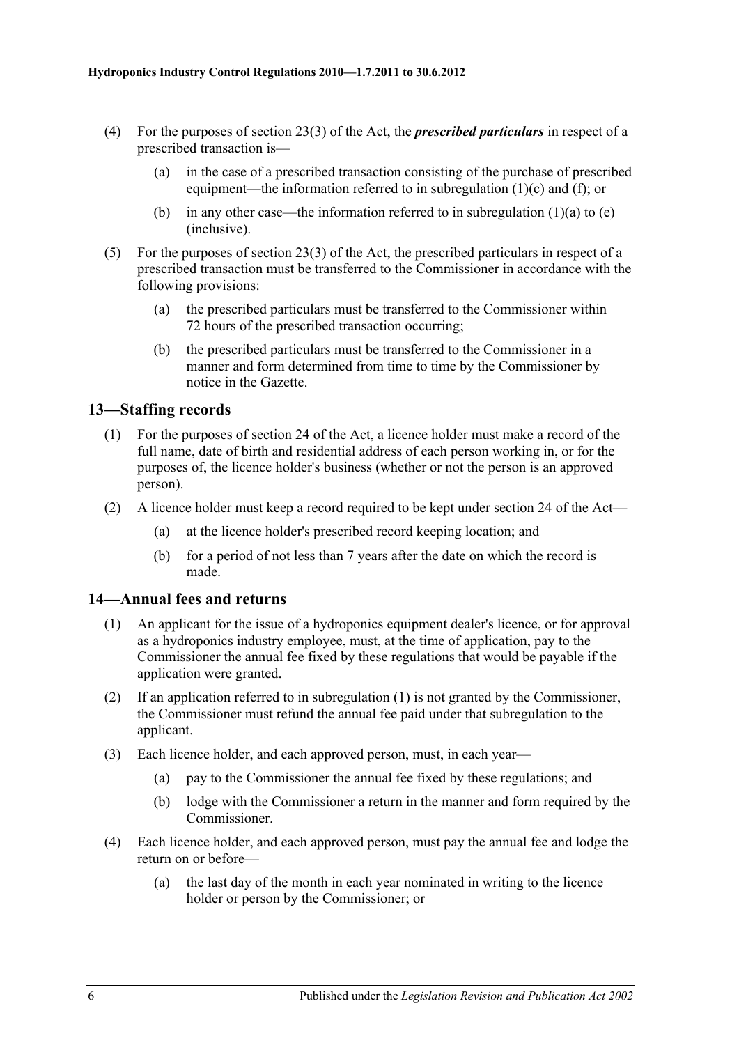(4) For the purposes of section 23(3) of the Act, the ***prescribed particulars*** in respect of a prescribed transaction is—

(a) in the case of a prescribed transaction consisting of the purchase of prescribed equipment—the information referred to in subregulation (1)(c) and (f); or

(b) in any other case—the information referred to in subregulation (1)(a) to (e) (inclusive).

(5) For the purposes of section 23(3) of the Act, the prescribed particulars in respect of a prescribed transaction must be transferred to the Commissioner in accordance with the following provisions:

(a) the prescribed particulars must be transferred to the Commissioner within 72 hours of the prescribed transaction occurring;

(b) the prescribed particulars must be transferred to the Commissioner in a manner and form determined from time to time by the Commissioner by notice in the Gazette.

## 13—Staffing records

(1) For the purposes of section 24 of the Act, a licence holder must make a record of the full name, date of birth and residential address of each person working in, or for the purposes of, the licence holder's business (whether or not the person is an approved person).

(2) A licence holder must keep a record required to be kept under section 24 of the Act—

(a) at the licence holder's prescribed record keeping location; and

(b) for a period of not less than 7 years after the date on which the record is made.

## 14—Annual fees and returns

(1) An applicant for the issue of a hydroponics equipment dealer's licence, or for approval as a hydroponics industry employee, must, at the time of application, pay to the Commissioner the annual fee fixed by these regulations that would be payable if the application were granted.

(2) If an application referred to in subregulation (1) is not granted by the Commissioner, the Commissioner must refund the annual fee paid under that subregulation to the applicant.

(3) Each licence holder, and each approved person, must, in each year—

(a) pay to the Commissioner the annual fee fixed by these regulations; and

(b) lodge with the Commissioner a return in the manner and form required by the Commissioner.

(4) Each licence holder, and each approved person, must pay the annual fee and lodge the return on or before—

(a) the last day of the month in each year nominated in writing to the licence holder or person by the Commissioner; or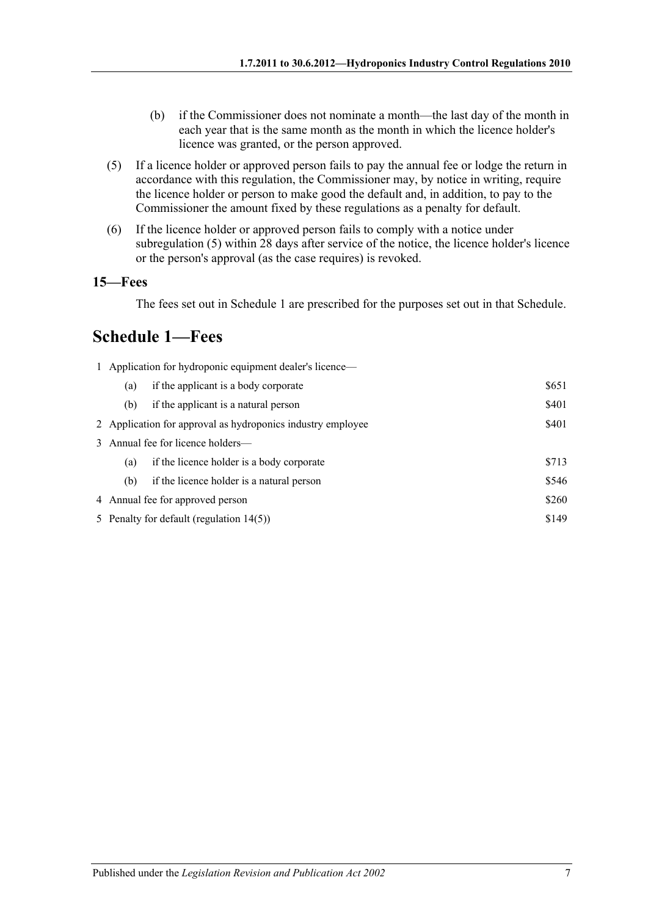(b) if the Commissioner does not nominate a month—the last day of the month in each year that is the same month as the month in which the licence holder's licence was granted, or the person approved.

(5) If a licence holder or approved person fails to pay the annual fee or lodge the return in accordance with this regulation, the Commissioner may, by notice in writing, require the licence holder or person to make good the default and, in addition, to pay to the Commissioner the amount fixed by these regulations as a penalty for default.

(6) If the licence holder or approved person fails to comply with a notice under subregulation (5) within 28 days after service of the notice, the licence holder's licence or the person's approval (as the case requires) is revoked.

### 15—Fees

The fees set out in Schedule 1 are prescribed for the purposes set out in that Schedule.

## Schedule 1—Fees

| | | |
|---|---|---|
| 1 | Application for hydroponic equipment dealer's licence— | |
| | (a) if the applicant is a body corporate | $651 |
| | (b) if the applicant is a natural person | $401 |
| 2 | Application for approval as hydroponics industry employee | $401 |
| 3 | Annual fee for licence holders— | |
| | (a) if the licence holder is a body corporate | $713 |
| | (b) if the licence holder is a natural person | $546 |
| 4 | Annual fee for approved person | $260 |
| 5 | Penalty for default (regulation 14(5)) | $149 |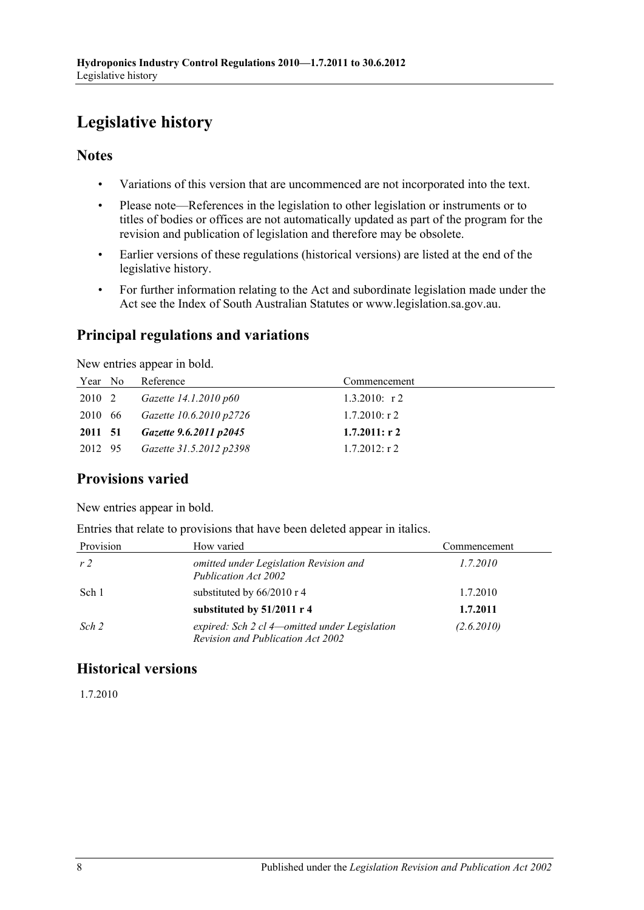# Legislative history

## Notes

- Variations of this version that are uncommenced are not incorporated into the text.
- Please note—References in the legislation to other legislation or instruments or to titles of bodies or offices are not automatically updated as part of the program for the revision and publication of legislation and therefore may be obsolete.
- Earlier versions of these regulations (historical versions) are listed at the end of the legislative history.
- For further information relating to the Act and subordinate legislation made under the Act see the Index of South Australian Statutes or www.legislation.sa.gov.au.

## Principal regulations and variations

New entries appear in bold.

| Year | No | Reference | Commencement |
|---|---|---|---|
| 2010 | 2 | *Gazette 14.1.2010 p60* | 1.3.2010: r 2 |
| 2010 | 66 | *Gazette 10.6.2010 p2726* | 1.7.2010: r 2 |
| **2011** | **51** | ***Gazette 9.6.2011 p2045*** | **1.7.2011: r 2** |
| 2012 | 95 | *Gazette 31.5.2012 p2398* | 1.7.2012: r 2 |

## Provisions varied

New entries appear in bold.

Entries that relate to provisions that have been deleted appear in italics.

| Provision | How varied | Commencement |
|---|---|---|
| *r 2* | *omitted under Legislation Revision and Publication Act 2002* | *1.7.2010* |
| Sch 1 | substituted by 66/2010 r 4 | 1.7.2010 |
| | **substituted by 51/2011 r 4** | **1.7.2011** |
| *Sch 2* | *expired: Sch 2 cl 4—omitted under Legislation Revision and Publication Act 2002* | *(2.6.2010)* |

## Historical versions

1.7.2010